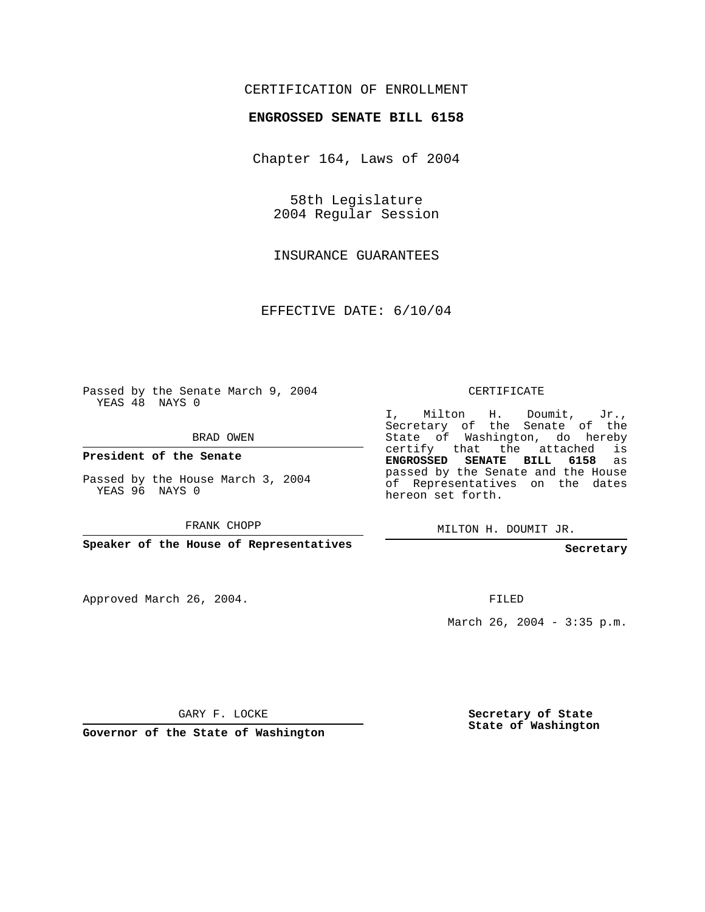CERTIFICATION OF ENROLLMENT

**ENGROSSED SENATE BILL 6158**

Chapter 164, Laws of 2004

58th Legislature
2004 Regular Session

INSURANCE GUARANTEES

EFFECTIVE DATE: 6/10/04

Passed by the Senate March 9, 2004
YEAS 48 NAYS 0

BRAD OWEN

**President of the Senate**

Passed by the House March 3, 2004
YEAS 96 NAYS 0

FRANK CHOPP

**Speaker of the House of Representatives**

CERTIFICATE

I, Milton H. Doumit, Jr., Secretary of the Senate of the State of Washington, do hereby certify that the attached is **ENGROSSED SENATE BILL 6158** as passed by the Senate and the House of Representatives on the dates hereon set forth.

MILTON H. DOUMIT JR.

**Secretary**

Approved March 26, 2004.

FILED

March 26, 2004 - 3:35 p.m.

GARY F. LOCKE

**Governor of the State of Washington**

**Secretary of State**
**State of Washington**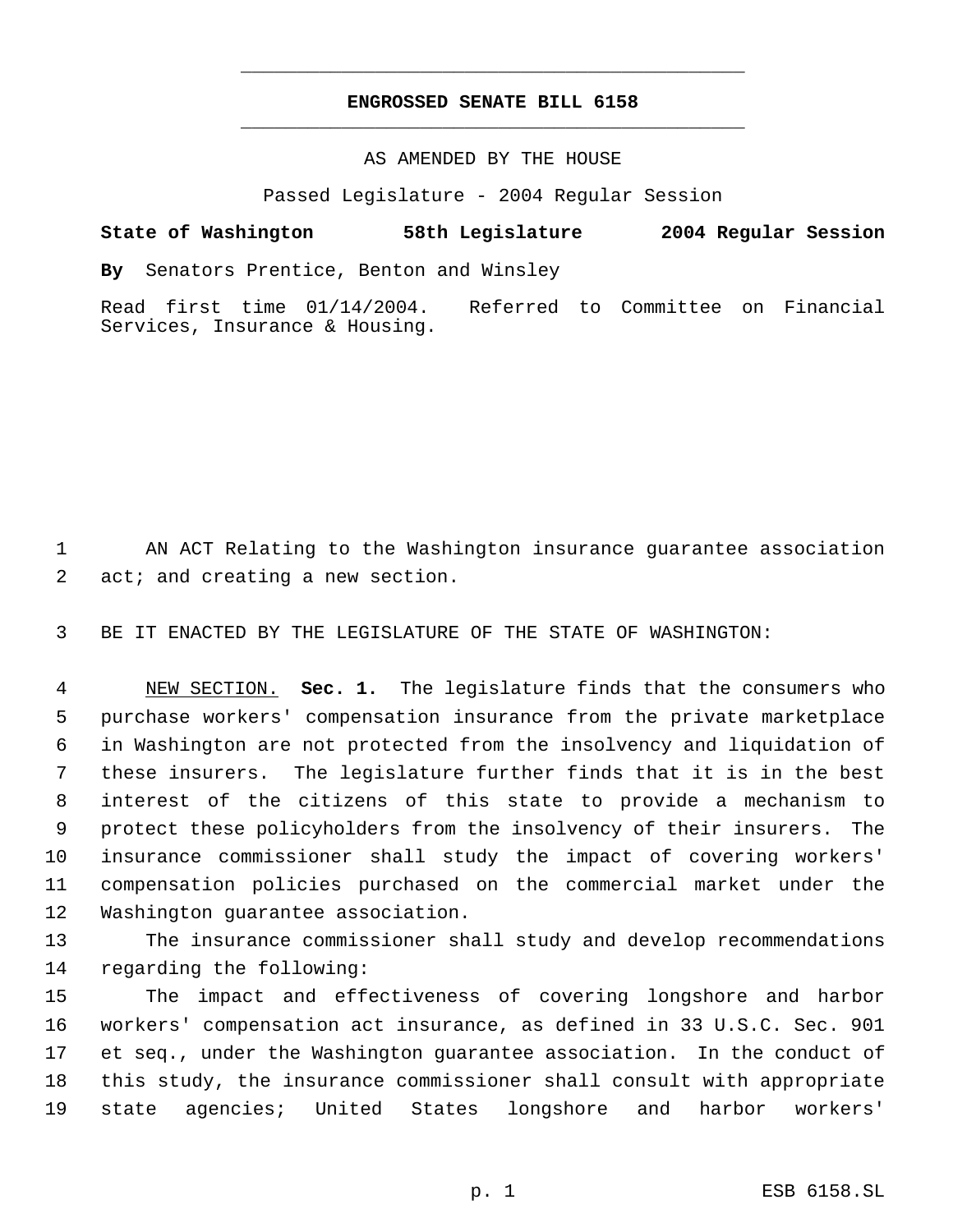# ENGROSSED SENATE BILL 6158

AS AMENDED BY THE HOUSE

Passed Legislature - 2004 Regular Session

**State of Washington 58th Legislature 2004 Regular Session**

**By** Senators Prentice, Benton and Winsley

Read first time 01/14/2004. Referred to Committee on Financial Services, Insurance & Housing.

AN ACT Relating to the Washington insurance guarantee association act; and creating a new section.

BE IT ENACTED BY THE LEGISLATURE OF THE STATE OF WASHINGTON:

NEW SECTION. **Sec. 1.** The legislature finds that the consumers who purchase workers' compensation insurance from the private marketplace in Washington are not protected from the insolvency and liquidation of these insurers. The legislature further finds that it is in the best interest of the citizens of this state to provide a mechanism to protect these policyholders from the insolvency of their insurers. The insurance commissioner shall study the impact of covering workers' compensation policies purchased on the commercial market under the Washington guarantee association.

The insurance commissioner shall study and develop recommendations regarding the following:

The impact and effectiveness of covering longshore and harbor workers' compensation act insurance, as defined in 33 U.S.C. Sec. 901 et seq., under the Washington guarantee association. In the conduct of this study, the insurance commissioner shall consult with appropriate state agencies; United States longshore and harbor workers'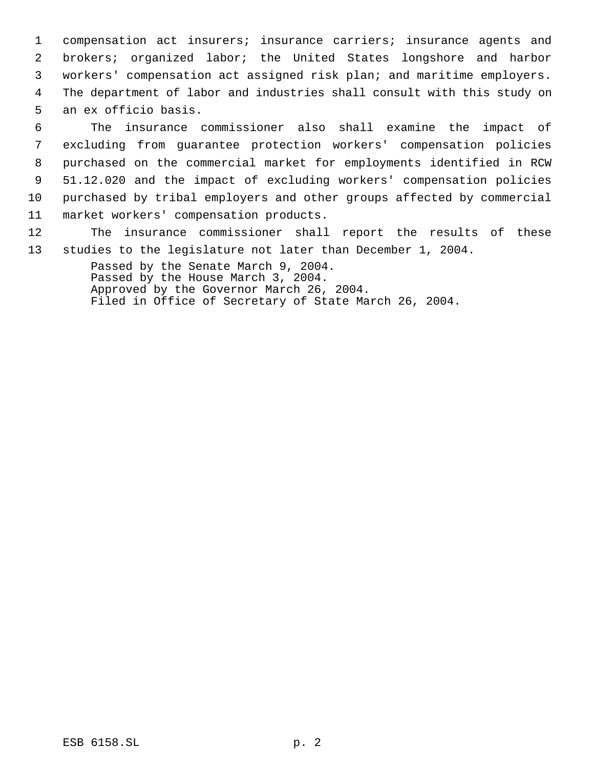compensation act insurers; insurance carriers; insurance agents and brokers; organized labor; the United States longshore and harbor workers' compensation act assigned risk plan; and maritime employers. The department of labor and industries shall consult with this study on an ex officio basis.

The insurance commissioner also shall examine the impact of excluding from guarantee protection workers' compensation policies purchased on the commercial market for employments identified in RCW 51.12.020 and the impact of excluding workers' compensation policies purchased by tribal employers and other groups affected by commercial market workers' compensation products.

The insurance commissioner shall report the results of these studies to the legislature not later than December 1, 2004.

Passed by the Senate March 9, 2004.
Passed by the House March 3, 2004.
Approved by the Governor March 26, 2004.
Filed in Office of Secretary of State March 26, 2004.